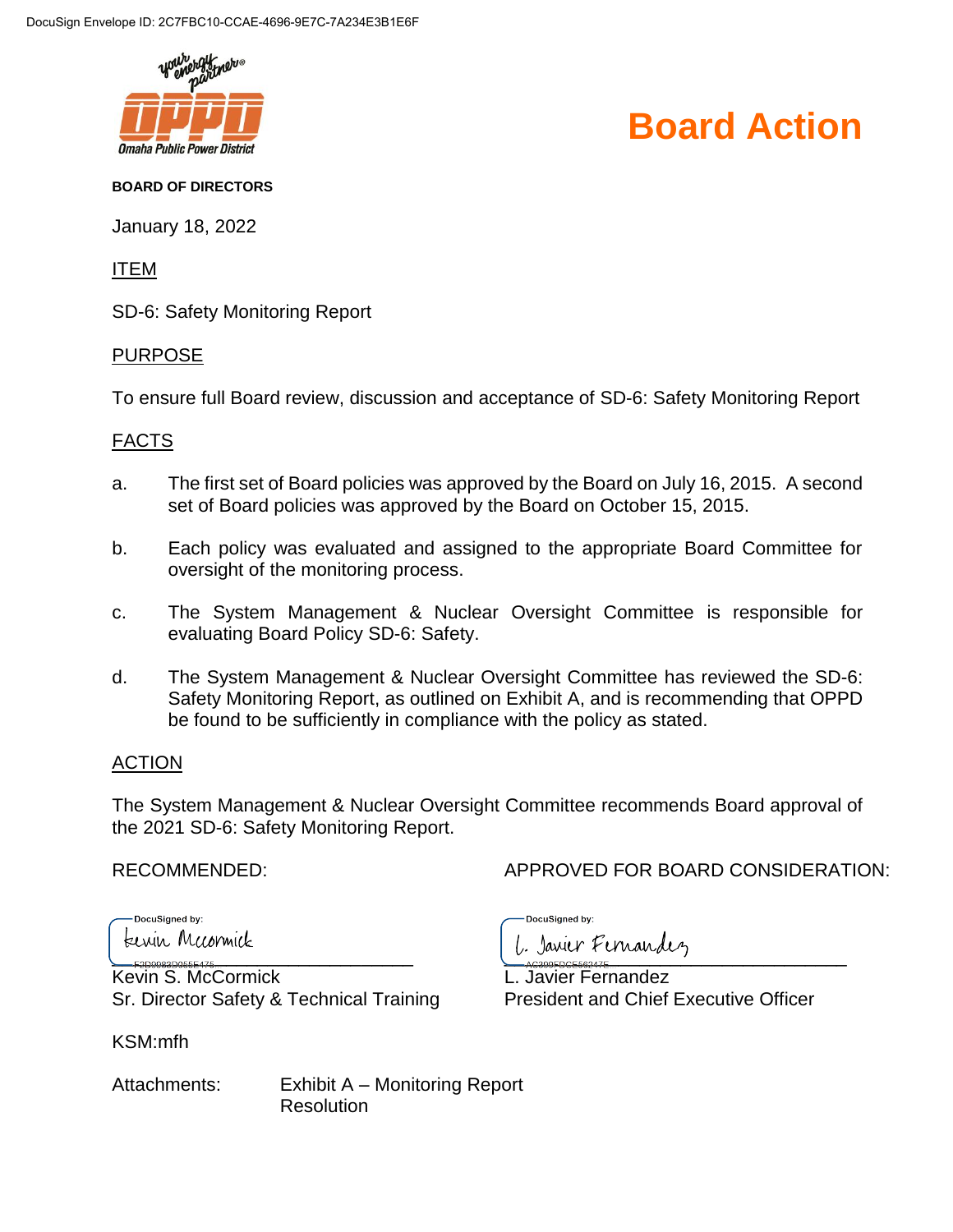DocuSign Envelope ID: 2C7FBC10-CCAE-4696-9E7C-7A234E3B1E6F

# Board Action

**BOARD OF DIRECTORS**

January 18, 2022

ITEM

SD-6: Safety Monitoring Report

PURPOSE

To ensure full Board review, discussion and acceptance of SD-6: Safety Monitoring Report

FACTS

a. The first set of Board policies was approved by the Board on July 16, 2015. A second set of Board policies was approved by the Board on October 15, 2015.

b. Each policy was evaluated and assigned to the appropriate Board Committee for oversight of the monitoring process.

c. The System Management & Nuclear Oversight Committee is responsible for evaluating Board Policy SD-6: Safety.

d. The System Management & Nuclear Oversight Committee has reviewed the SD-6: Safety Monitoring Report, as outlined on Exhibit A, and is recommending that OPPD be found to be sufficiently in compliance with the policy as stated.

ACTION

The System Management & Nuclear Oversight Committee recommends Board approval of the 2021 SD-6: Safety Monitoring Report.

RECOMMENDED:

Kevin S. McCormick
Sr. Director Safety & Technical Training

APPROVED FOR BOARD CONSIDERATION:

L. Javier Fernandez
President and Chief Executive Officer

KSM:mfh

Attachments: Exhibit A – Monitoring Report
Resolution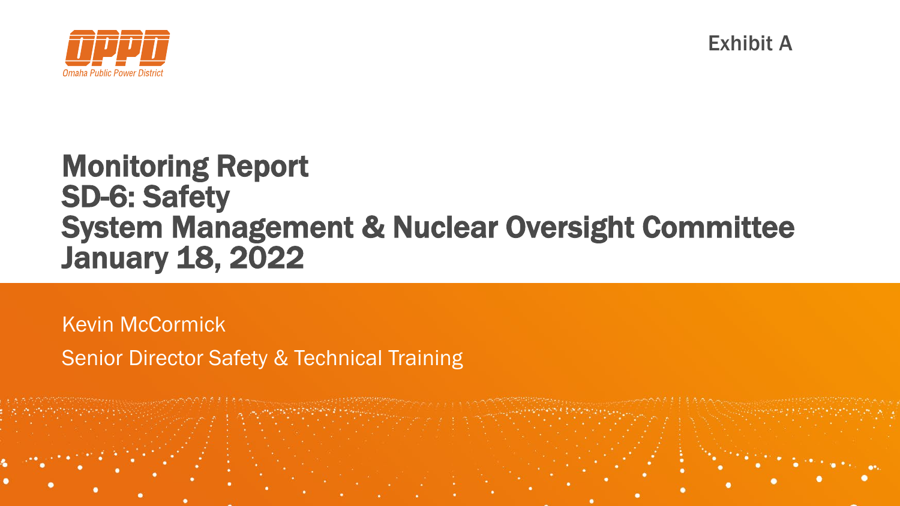Exhibit A

# Monitoring Report
# SD-6: Safety
# System Management & Nuclear Oversight Committee
# January 18, 2022

Kevin McCormick

Senior Director Safety & Technical Training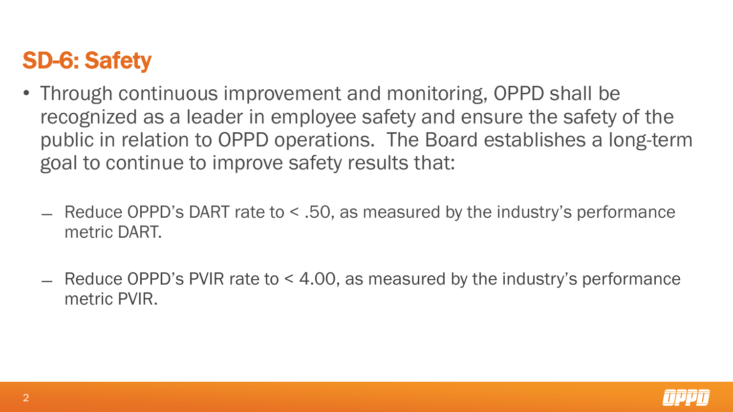# SD-6: Safety

- Through continuous improvement and monitoring, OPPD shall be recognized as a leader in employee safety and ensure the safety of the public in relation to OPPD operations. The Board establishes a long-term goal to continue to improve safety results that:
  - Reduce OPPD's DART rate to < .50, as measured by the industry's performance metric DART.
  - Reduce OPPD's PVIR rate to < 4.00, as measured by the industry's performance metric PVIR.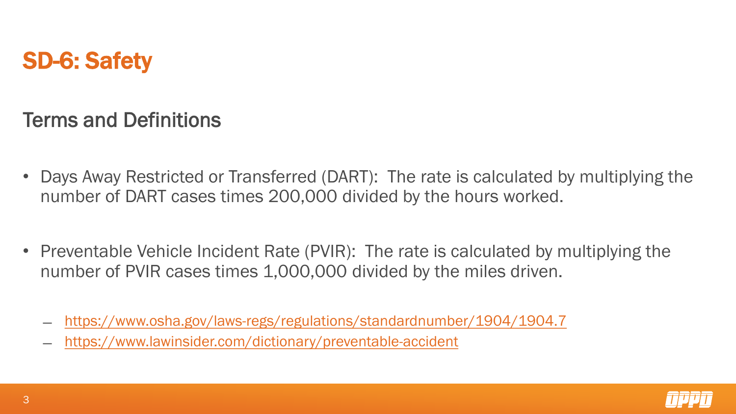# SD-6: Safety

## Terms and Definitions

- Days Away Restricted or Transferred (DART): The rate is calculated by multiplying the number of DART cases times 200,000 divided by the hours worked.

- Preventable Vehicle Incident Rate (PVIR): The rate is calculated by multiplying the number of PVIR cases times 1,000,000 divided by the miles driven.

  - https://www.osha.gov/laws-regs/regulations/standardnumber/1904/1904.7
  - https://www.lawinsider.com/dictionary/preventable-accident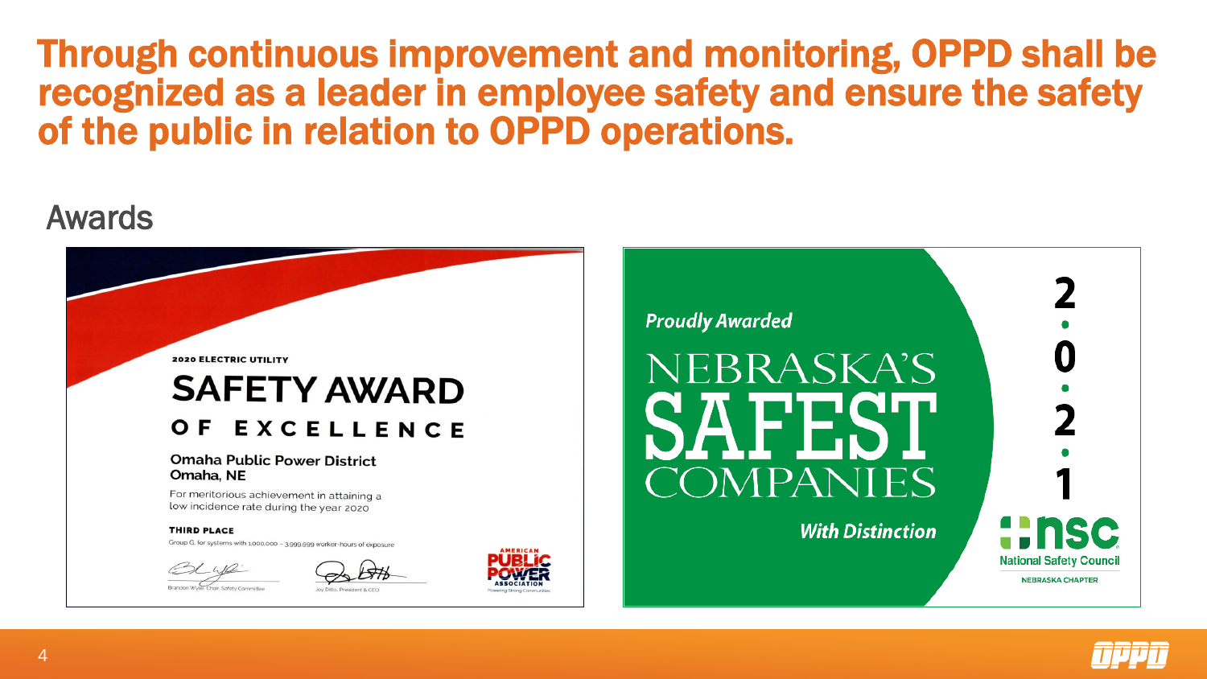# Through continuous improvement and monitoring, OPPD shall be recognized as a leader in employee safety and ensure the safety of the public in relation to OPPD operations.

## Awards

**2020 ELECTRIC UTILITY**

**SAFETY AWARD OF EXCELLENCE**

**Omaha Public Power District**
**Omaha, NE**

For meritorious achievement in attaining a low incidence rate during the year 2020

**THIRD PLACE**

Group G, for systems with 1,000,000 – 3,999,999 worker-hours of exposure

Brandon Wyatt, Chair, Safety Committee

Joy Ditto, President & CEO

AMERICAN PUBLIC POWER ASSOCIATION – Powering Strong Communities

*Proudly Awarded*

NEBRASKA'S SAFEST COMPANIES

*With Distinction*

2021

nsc National Safety Council – NEBRASKA CHAPTER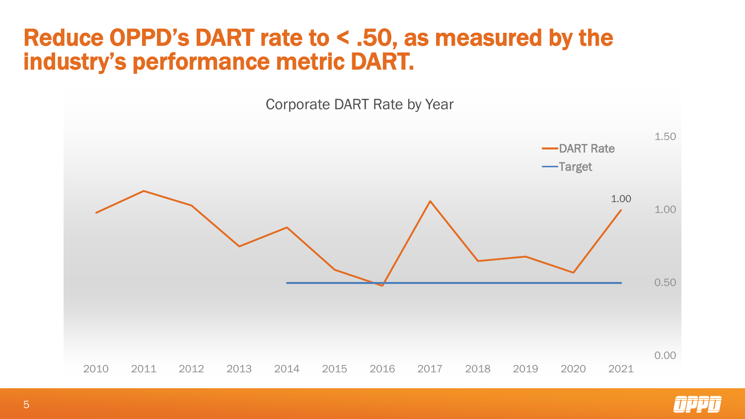# Reduce OPPD's DART rate to < .50, as measured by the industry's performance metric DART.

Corporate DART Rate by Year

- DART Rate
- Target

1.00

1.50
1.00
0.50
0.00

2010 2011 2012 2013 2014 2015 2016 2017 2018 2019 2020 2021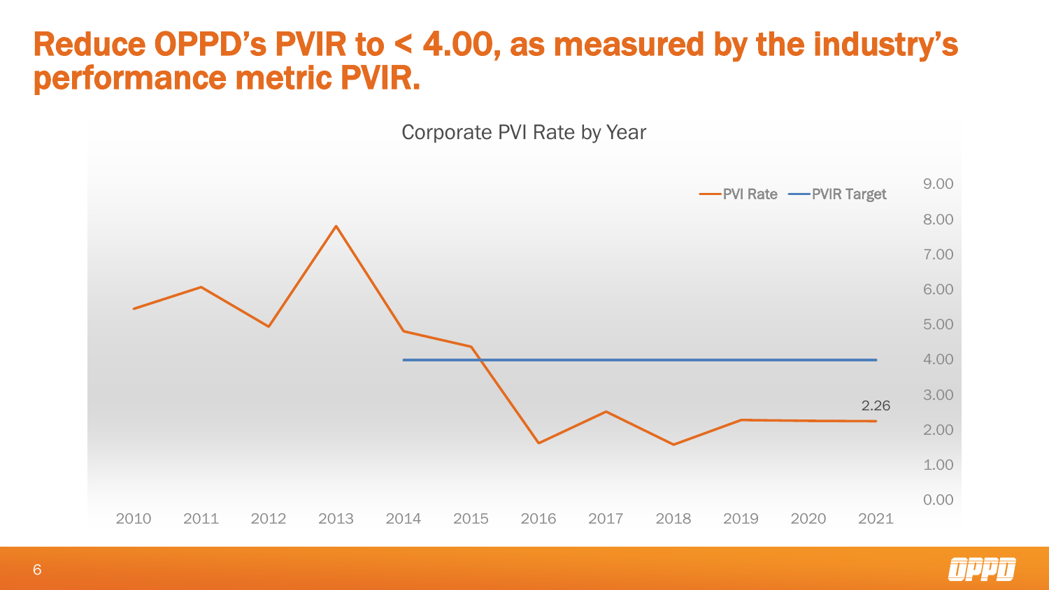# Reduce OPPD's PVIR to < 4.00, as measured by the industry's performance metric PVIR.

Corporate PVI Rate by Year

—PVI Rate —PVIR Target

9.00
8.00
7.00
6.00
5.00
4.00
3.00
2.00
1.00
0.00

2.26

2010 2011 2012 2013 2014 2015 2016 2017 2018 2019 2020 2021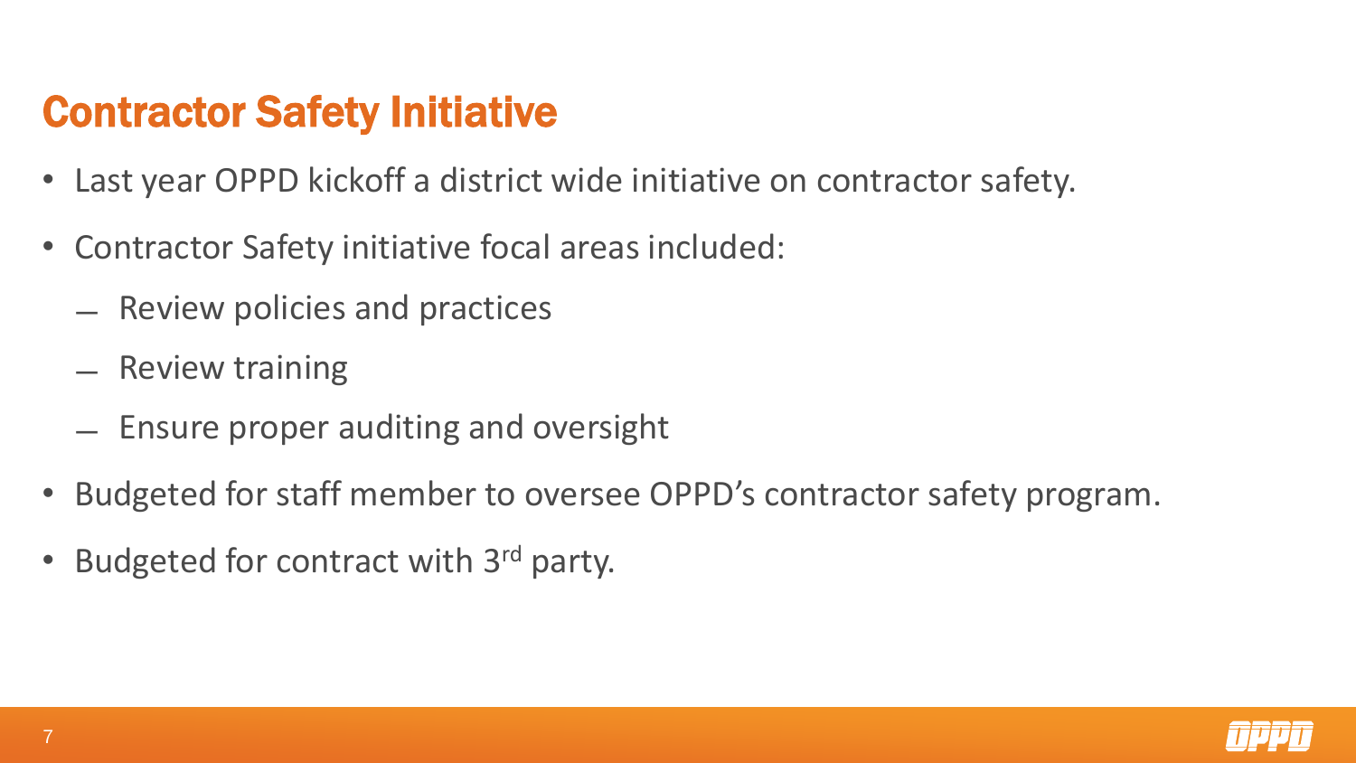# Contractor Safety Initiative

- Last year OPPD kickoff a district wide initiative on contractor safety.
- Contractor Safety initiative focal areas included:
  - Review policies and practices
  - Review training
  - Ensure proper auditing and oversight
- Budgeted for staff member to oversee OPPD's contractor safety program.
- Budgeted for contract with 3rd party.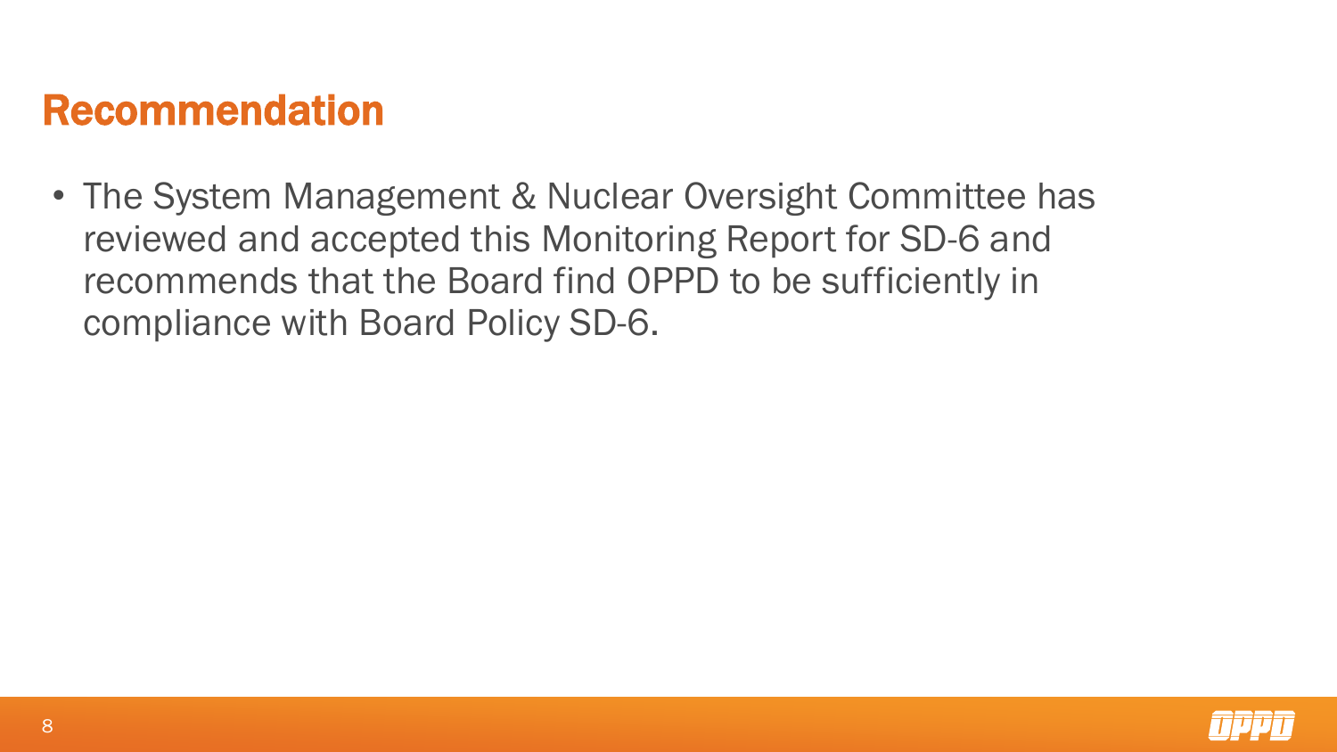# Recommendation

- The System Management & Nuclear Oversight Committee has reviewed and accepted this Monitoring Report for SD-6 and recommends that the Board find OPPD to be sufficiently in compliance with Board Policy SD-6.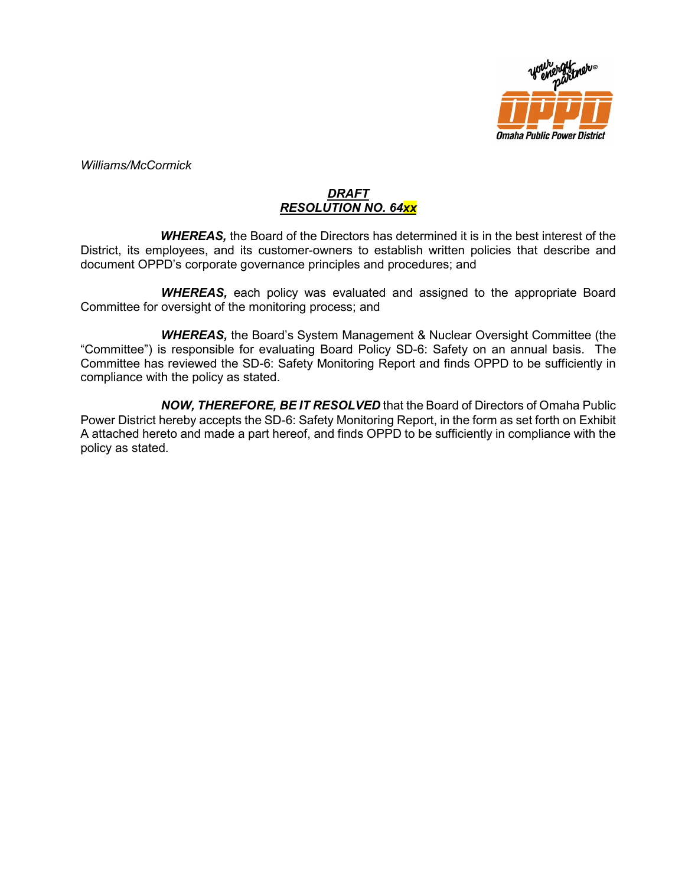*Williams/McCormick*

***DRAFT***
***RESOLUTION NO. 64xx***

***WHEREAS,*** the Board of the Directors has determined it is in the best interest of the District, its employees, and its customer-owners to establish written policies that describe and document OPPD's corporate governance principles and procedures; and

***WHEREAS,*** each policy was evaluated and assigned to the appropriate Board Committee for oversight of the monitoring process; and

***WHEREAS,*** the Board's System Management & Nuclear Oversight Committee (the "Committee") is responsible for evaluating Board Policy SD-6: Safety on an annual basis. The Committee has reviewed the SD-6: Safety Monitoring Report and finds OPPD to be sufficiently in compliance with the policy as stated.

***NOW, THEREFORE, BE IT RESOLVED*** that the Board of Directors of Omaha Public Power District hereby accepts the SD-6: Safety Monitoring Report, in the form as set forth on Exhibit A attached hereto and made a part hereof, and finds OPPD to be sufficiently in compliance with the policy as stated.